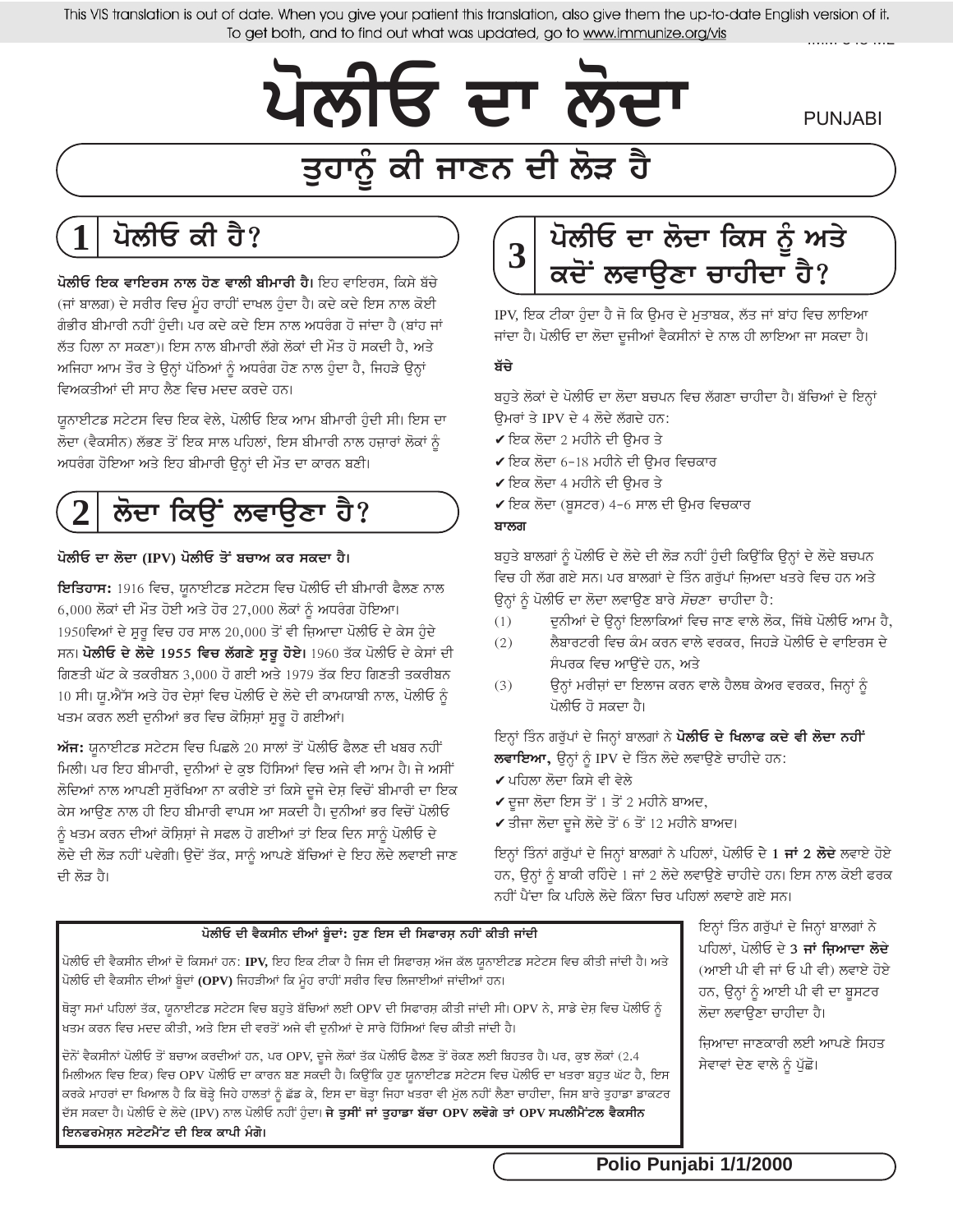This VIS translation is out of date. When you give your patient this translation, also give them the up-to-date English version of it. To get both, and to find out what was updated, go to www.immunize.org/vis

# ਪੋਲੀਓ ਦਾ ਲੋਦਾ

PUNJABI

## ਤੁਹਾਨੂੰ ਕੀ ਜਾਣਨ ਦੀ ਲੋੜ ਹੈ

## 1 ਪੋਲੀਓ ਕੀ ਹੈ?

**ਪੋਲੀਓ ਇਕ ਵਾਇਰਸ ਨਾਲ ਹੋਣ ਵਾਲੀ ਬੀਮਾਰੀ ਹੈ।** ਇਹ ਵਾਇਰਸ, ਕਿਸੇ ਬੱਚੇ (ਜਾਂ ਬਾਲਗ) ਦੇ ਸਰੀਰ ਵਿਚ ਮੂੰਹ ਰਾਹੀਂ ਦਾਖਲ ਹੁੰਦਾ ਹੈ। ਕਦੇ ਕਦੇ ਇਸ ਨਾਲ ਕੋਈ ਗੰਭੀਰ ਬੀਮਾਰੀ ਨਹੀਂ ਹੁੰਦੀ। ਪਰ ਕਦੇ ਕਦੇ ਇਸ ਨਾਲ ਅਧਰੰਗ ਹੋ ਜਾਂਦਾ ਹੈ (ਬਾਂਹ ਜਾਂ ਲੱਤ ਹਿਲਾ ਨਾ ਸਕਣਾ)। ਇਸ ਨਾਲ ਬੀਮਾਰੀ ਲੱਗੇ ਲੋਕਾਂ ਦੀ ਮੌਤ ਹੋ ਸਕਦੀ ਹੈ, ਅਤੇ ਅਜਿਹਾ ਆਮ ਤੌਰ ਤੇ ਉਨ੍ਹਾਂ ਪੱਠਿਆਂ ਨੂੰ ਅਧਰੰਗ ਹੋਣ ਨਾਲ ਹੁੰਦਾ ਹੈ, ਜਿਹੜੇ ਉਨ੍ਹਾਂ ਵਿਅਕਤੀਆਂ ਦੀ ਸਾਹ ਲੈਣ ਵਿਚ ਮਦਦ ਕਰਦੇ ਹਨ।

ਯੂਨਾਈਟਡ ਸਟੇਟਸ ਵਿਚ ਇਕ ਵੇਲੇ, ਪੋਲੀਓ ਇਕ ਆਮ ਬੀਮਾਰੀ ਹੁੰਦੀ ਸੀ। ਇਸ ਦਾ ਲੋਦਾ (ਵੈਕਸੀਨ) ਲੱਭਣ ਤੋਂ ਇਕ ਸਾਲ ਪਹਿਲਾਂ, ਇਸ ਬੀਮਾਰੀ ਨਾਲ ਹਜ਼ਾਰਾਂ ਲੋਕਾਂ ਨੂੰ ਅਧਰੰਗ ਹੋਇਆ ਅਤੇ ਇਹ ਬੀਮਾਰੀ ਉਨ੍ਹਾਂ ਦੀ ਮੌਤ ਦਾ ਕਾਰਨ ਬਣੀ।

## 2 ਲੋਦਾ ਕਿਉਂ ਲਵਾਉਣਾ ਹੈ?

**ਪੋਲੀਓ ਦਾ ਲੋਦਾ (IPV) ਪੋਲੀਓ ਤੋਂ ਬਚਾਅ ਕਰ ਸਕਦਾ ਹੈ।**

**ਇਤਿਹਾਸ:** 1916 ਵਿਚ, ਯੂਨਾਈਟਡ ਸਟੇਟਸ ਵਿਚ ਪੋਲੀਓ ਦੀ ਬੀਮਾਰੀ ਫੈਲਣ ਨਾਲ 6,000 ਲੋਕਾਂ ਦੀ ਮੌਤ ਹੋਈ ਅਤੇ ਹੋਰ 27,000 ਲੋਕਾਂ ਨੂੰ ਅਧਰੰਗ ਹੋਇਆ। 1950ਵਿਆਂ ਦੇ ਸ਼ੁਰੂ ਵਿਚ ਹਰ ਸਾਲ 20,000 ਤੋਂ ਵੀ ਜ਼ਿਆਦਾ ਪੋਲੀਓ ਦੇ ਕੇਸ ਹੁੰਦੇ ਸਨ। **ਪੋਲੀਓ ਦੇ ਲੋਦੇ 1955 ਵਿਚ ਲੱਗਣੇ ਸ਼ੁਰੂ ਹੋਏ।** 1960 ਤੱਕ ਪੋਲੀਓ ਦੇ ਕੇਸਾਂ ਦੀ ਗਿਣਤੀ ਘੱਟ ਕੇ ਤਕਰੀਬਨ 3,000 ਹੋ ਗਈ ਅਤੇ 1979 ਤੱਕ ਇਹ ਗਿਣਤੀ ਤਕਰੀਬਨ 10 ਸੀ। ਯੂ.ਐੱਸ ਅਤੇ ਹੋਰ ਦੇਸ਼ਾਂ ਵਿਚ ਪੋਲੀਓ ਦੇ ਲੋਦੇ ਦੀ ਕਾਮਯਾਬੀ ਨਾਲ, ਪੋਲੀਓ ਨੂੰ ਖਤਮ ਕਰਨ ਲਈ ਦੁਨੀਆਂ ਭਰ ਵਿਚ ਕੋਸ਼ਿਸ਼ਾਂ ਸ਼ੁਰੂ ਹੋ ਗਈਆਂ।

**ਅੱਜ:** ਯੂਨਾਈਟਡ ਸਟੇਟਸ ਵਿਚ ਪਿਛਲੇ 20 ਸਾਲਾਂ ਤੋਂ ਪੋਲੀਓ ਫੈਲਣ ਦੀ ਖਬਰ ਨਹੀਂ ਮਿਲੀ। ਪਰ ਇਹ ਬੀਮਾਰੀ, ਦੁਨੀਆਂ ਦੇ ਕੁਝ ਹਿੱਸਿਆਂ ਵਿਚ ਅਜੇ ਵੀ ਆਮ ਹੈ। ਜੇ ਅਸੀਂ ਲੋਦਿਆਂ ਨਾਲ ਆਪਣੀ ਸੁਰੱਖਿਆ ਨਾ ਕਰੀਏ ਤਾਂ ਕਿਸੇ ਦੂਜੇ ਦੇਸ਼ ਵਿਚੋਂ ਬੀਮਾਰੀ ਦਾ ਇਕ ਕੇਸ ਆਉਣ ਨਾਲ ਹੀ ਇਹ ਬੀਮਾਰੀ ਵਾਪਸ ਆ ਸਕਦੀ ਹੈ। ਦੁਨੀਆਂ ਭਰ ਵਿਚੋਂ ਪੋਲੀਓ ਨੂੰ ਖਤਮ ਕਰਨ ਦੀਆਂ ਕੋਸ਼ਿਸ਼ਾਂ ਜੇ ਸਫਲ ਹੋ ਗਈਆਂ ਤਾਂ ਇਕ ਦਿਨ ਸਾਨੂੰ ਪੋਲੀਓ ਦੇ ਲੋਦੇ ਦੀ ਲੋੜ ਨਹੀਂ ਪਵੇਗੀ। ਉਦੋਂ ਤੱਕ, ਸਾਨੂੰ ਆਪਣੇ ਬੱਚਿਆਂ ਦੇ ਇਹ ਲੋਦੇ ਲਵਾਈ ਜਾਣ ਦੀ ਲੋੜ ਹੈ।

## 3 ਪੋਲੀਓ ਦਾ ਲੋਦਾ ਕਿਸ ਨੂੰ ਅਤੇ ਕਦੋਂ ਲਵਾਉਣਾ ਚਾਹੀਦਾ ਹੈ?

IPV, ਇਕ ਟੀਕਾ ਹੁੰਦਾ ਹੈ ਜੋ ਕਿ ਉਮਰ ਦੇ ਮੁਤਾਬਕ, ਲੱਤ ਜਾਂ ਬਾਂਹ ਵਿਚ ਲਾਇਆ ਜਾਂਦਾ ਹੈ। ਪੋਲੀਓ ਦਾ ਲੋਦਾ ਦੂਜੀਆਂ ਵੈਕਸੀਨਾਂ ਦੇ ਨਾਲ ਹੀ ਲਾਇਆ ਜਾ ਸਕਦਾ ਹੈ।

**ਬੱਚੇ**

ਬਹੁਤੇ ਲੋਕਾਂ ਦੇ ਪੋਲੀਓ ਦਾ ਲੋਦਾ ਬਚਪਨ ਵਿਚ ਲੱਗਣਾ ਚਾਹੀਦਾ ਹੈ। ਬੱਚਿਆਂ ਦੇ ਇਨ੍ਹਾਂ ਉਮਰਾਂ ਤੇ IPV ਦੇ 4 ਲੋਦੇ ਲੱਗਦੇ ਹਨ:

- ✔ ਇਕ ਲੋਦਾ 2 ਮਹੀਨੇ ਦੀ ਉਮਰ ਤੇ
- ✔ ਇਕ ਲੋਦਾ 6-18 ਮਹੀਨੇ ਦੀ ਉਮਰ ਵਿਚਕਾਰ
- ✔ ਇਕ ਲੋਦਾ 4 ਮਹੀਨੇ ਦੀ ਉਮਰ ਤੇ
- ✔ ਇਕ ਲੋਦਾ (ਬੂਸਟਰ) 4-6 ਸਾਲ ਦੀ ਉਮਰ ਵਿਚਕਾਰ

**ਬਾਲਗ**

ਬਹੁਤੇ ਬਾਲਗਾਂ ਨੂੰ ਪੋਲੀਓ ਦੇ ਲੋਦੇ ਦੀ ਲੋੜ ਨਹੀਂ ਹੁੰਦੀ ਕਿਉਂਕਿ ਉਨ੍ਹਾਂ ਦੇ ਲੋਦੇ ਬਚਪਨ ਵਿਚ ਹੀ ਲੱਗ ਗਏ ਸਨ। ਪਰ ਬਾਲਗਾਂ ਦੇ ਤਿੰਨ ਗਰੁੱਪਾਂ ਜ਼ਿਆਦਾ ਖਤਰੇ ਵਿਚ ਹਨ ਅਤੇ ਉਨ੍ਹਾਂ ਨੂੰ ਪੋਲੀਓ ਦਾ ਲੋਦਾ ਲਵਾਉਣ ਬਾਰੇ ਸੋਚਣਾ ਚਾਹੀਦਾ ਹੈ:

(1) ਦੁਨੀਆਂ ਦੇ ਉਨ੍ਹਾਂ ਇਲਾਕਿਆਂ ਵਿਚ ਜਾਣ ਵਾਲੇ ਲੋਕ, ਜਿੱਥੇ ਪੋਲੀਓ ਆਮ ਹੈ,

(2) ਲੈਬਾਰਟਰੀ ਵਿਚ ਕੰਮ ਕਰਨ ਵਾਲੇ ਵਰਕਰ, ਜਿਹੜੇ ਪੋਲੀਓ ਦੇ ਵਾਇਰਸ ਦੇ ਸੰਪਰਕ ਵਿਚ ਆਉਂਦੇ ਹਨ, ਅਤੇ

(3) ਉਨ੍ਹਾਂ ਮਰੀਜ਼ਾਂ ਦਾ ਇਲਾਜ ਕਰਨ ਵਾਲੇ ਹੈਲਥ ਕੇਅਰ ਵਰਕਰ, ਜਿਨ੍ਹਾਂ ਨੂੰ ਪੋਲੀਓ ਹੋ ਸਕਦਾ ਹੈ।

ਇਨ੍ਹਾਂ ਤਿੰਨ ਗਰੁੱਪਾਂ ਦੇ ਜਿਨ੍ਹਾਂ ਬਾਲਗਾਂ ਨੇ **ਪੋਲੀਓ ਦੇ ਖਿਲਾਫ ਕਦੇ ਵੀ ਲੋਦਾ ਨਹੀਂ ਲਵਾਇਆ,** ਉਨ੍ਹਾਂ ਨੂੰ IPV ਦੇ ਤਿੰਨ ਲੋਦੇ ਲਵਾਉਣੇ ਚਾਹੀਦੇ ਹਨ:

- ✔ ਪਹਿਲਾ ਲੋਦਾ ਕਿਸੇ ਵੀ ਵੇਲੇ
- ✔ ਦੂਜਾ ਲੋਦਾ ਇਸ ਤੋਂ 1 ਤੋਂ 2 ਮਹੀਨੇ ਬਾਅਦ,
- ✔ ਤੀਜਾ ਲੋਦਾ ਦੂਜੇ ਲੋਦੇ ਤੋਂ 6 ਤੋਂ 12 ਮਹੀਨੇ ਬਾਅਦ।

ਇਨ੍ਹਾਂ ਤਿੰਨਾਂ ਗਰੁੱਪਾਂ ਦੇ ਜਿਨ੍ਹਾਂ ਬਾਲਗਾਂ ਨੇ ਪਹਿਲਾਂ, ਪੋਲੀਓ ਦੇ **1 ਜਾਂ 2 ਲੋਦੇ** ਲਵਾਏ ਹੋਏ ਹਨ, ਉਨ੍ਹਾਂ ਨੂੰ ਬਾਕੀ ਰਹਿੰਦੇ 1 ਜਾਂ 2 ਲੋਦੇ ਲਵਾਉਣੇ ਚਾਹੀਦੇ ਹਨ। ਇਸ ਨਾਲ ਕੋਈ ਫਰਕ ਨਹੀਂ ਪੈਂਦਾ ਕਿ ਪਹਿਲੇ ਲੋਦੇ ਕਿੰਨਾ ਚਿਰ ਪਹਿਲਾਂ ਲਵਾਏ ਗਏ ਸਨ।

ਇਨ੍ਹਾਂ ਤਿੰਨ ਗਰੁੱਪਾਂ ਦੇ ਜਿਨ੍ਹਾਂ ਬਾਲਗਾਂ ਨੇ ਪਹਿਲਾਂ, ਪੋਲੀਓ ਦੇ **3 ਜਾਂ ਜ਼ਿਆਦਾ ਲੋਦੇ** (ਆਈ ਪੀ ਵੀ ਜਾਂ ਓ ਪੀ ਵੀ) ਲਵਾਏ ਹੋਏ ਹਨ, ਉਨ੍ਹਾਂ ਨੂੰ ਆਈ ਪੀ ਵੀ ਦਾ ਬੂਸਟਰ ਲੋਦਾ ਲਵਾਉਣਾ ਚਾਹੀਦਾ ਹੈ।

ਜ਼ਿਆਦਾ ਜਾਣਕਾਰੀ ਲਈ ਆਪਣੇ ਸਿਹਤ ਸੇਵਾਵਾਂ ਦੇਣ ਵਾਲੇ ਨੂੰ ਪੁੱਛੋ।

**ਪੋਲੀਓ ਦੀ ਵੈਕਸੀਨ ਦੀਆਂ ਬੂੰਦਾਂ: ਹੁਣ ਇਸ ਦੀ ਸਿਫਾਰਸ਼ ਨਹੀਂ ਕੀਤੀ ਜਾਂਦੀ**

ਪੋਲੀਓ ਦੀ ਵੈਕਸੀਨ ਦੀਆਂ ਦੋ ਕਿਸਮਾਂ ਹਨ: **IPV,** ਇਹ ਇਕ ਟੀਕਾ ਹੈ ਜਿਸ ਦੀ ਸਿਫਾਰਸ਼ ਅੱਜ ਕੱਲ ਯੂਨਾਈਟਡ ਸਟੇਟਸ ਵਿਚ ਕੀਤੀ ਜਾਂਦੀ ਹੈ। ਅਤੇ ਪੋਲੀਓ ਦੀ ਵੈਕਸੀਨ ਦੀਆਂ ਬੂੰਦਾਂ **(OPV)** ਜਿਹੜੀਆਂ ਕਿ ਮੂੰਹ ਰਾਹੀਂ ਸਰੀਰ ਵਿਚ ਲਿਜਾਈਆਂ ਜਾਂਦੀਆਂ ਹਨ।

ਥੋੜ੍ਹਾ ਸਮਾਂ ਪਹਿਲਾਂ ਤੱਕ, ਯੂਨਾਈਟਡ ਸਟੇਟਸ ਵਿਚ ਬਹੁਤੇ ਬੱਚਿਆਂ ਲਈ OPV ਦੀ ਸਿਫਾਰਸ਼ ਕੀਤੀ ਜਾਂਦੀ ਸੀ। OPV ਨੇ, ਸਾਡੇ ਦੇਸ਼ ਵਿਚ ਪੋਲੀਓ ਨੂੰ ਖਤਮ ਕਰਨ ਵਿਚ ਮਦਦ ਕੀਤੀ, ਅਤੇ ਇਸ ਦੀ ਵਰਤੋਂ ਅਜੇ ਵੀ ਦੁਨੀਆਂ ਦੇ ਸਾਰੇ ਹਿੱਸਿਆਂ ਵਿਚ ਕੀਤੀ ਜਾਂਦੀ ਹੈ।

ਦੋਨੋਂ ਵੈਕਸੀਨਾਂ ਪੋਲੀਓ ਤੋਂ ਬਚਾਅ ਕਰਦੀਆਂ ਹਨ, ਪਰ OPV, ਦੂਜੇ ਲੋਕਾਂ ਤੱਕ ਪੋਲੀਓ ਫੈਲਣ ਤੋਂ ਰੋਕਣ ਲਈ ਬਿਹਤਰ ਹੈ। ਪਰ, ਕੁਝ ਲੋਕਾਂ (2.4 ਮਿਲੀਅਨ ਵਿਚ ਇਕ) ਵਿਚ OPV ਪੋਲੀਓ ਦਾ ਕਾਰਨ ਬਣ ਸਕਦੀ ਹੈ। ਕਿਉਂਕਿ ਹੁਣ ਯੂਨਾਈਟਡ ਸਟੇਟਸ ਵਿਚ ਪੋਲੀਓ ਦਾ ਖਤਰਾ ਬਹੁਤ ਘੱਟ ਹੈ, ਇਸ ਕਰਕੇ ਮਾਹਰਾਂ ਦਾ ਖਿਆਲ ਹੈ ਕਿ ਥੋੜ੍ਹੇ ਜਿਹੇ ਹਾਲਤਾਂ ਨੂੰ ਛੱਡ ਕੇ, ਇਸ ਦਾ ਥੋੜ੍ਹਾ ਜਿਹਾ ਖਤਰਾ ਵੀ ਮੁੱਲ ਨਹੀਂ ਲੈਣਾ ਚਾਹੀਦਾ, ਜਿਸ ਬਾਰੇ ਤੁਹਾਡਾ ਡਾਕਟਰ ਦੱਸ ਸਕਦਾ ਹੈ। ਪੋਲੀਓ ਦੇ ਲੋਦੇ (IPV) ਨਾਲ ਪੋਲੀਓ ਨਹੀਂ ਹੁੰਦਾ। **ਜੇ ਤੁਸੀਂ ਜਾਂ ਤੁਹਾਡਾ ਬੱਚਾ OPV ਲਵੋਗੇ ਤਾਂ OPV ਸਪਲੀਮੈਂਟਲ ਵੈਕਸੀਨ ਇਨਫਰਮੇਸ਼ਨ ਸਟੇਟਮੈਂਟ ਦੀ ਇਕ ਕਾਪੀ ਮੰਗੋ।**

Polio Punjabi 1/1/2000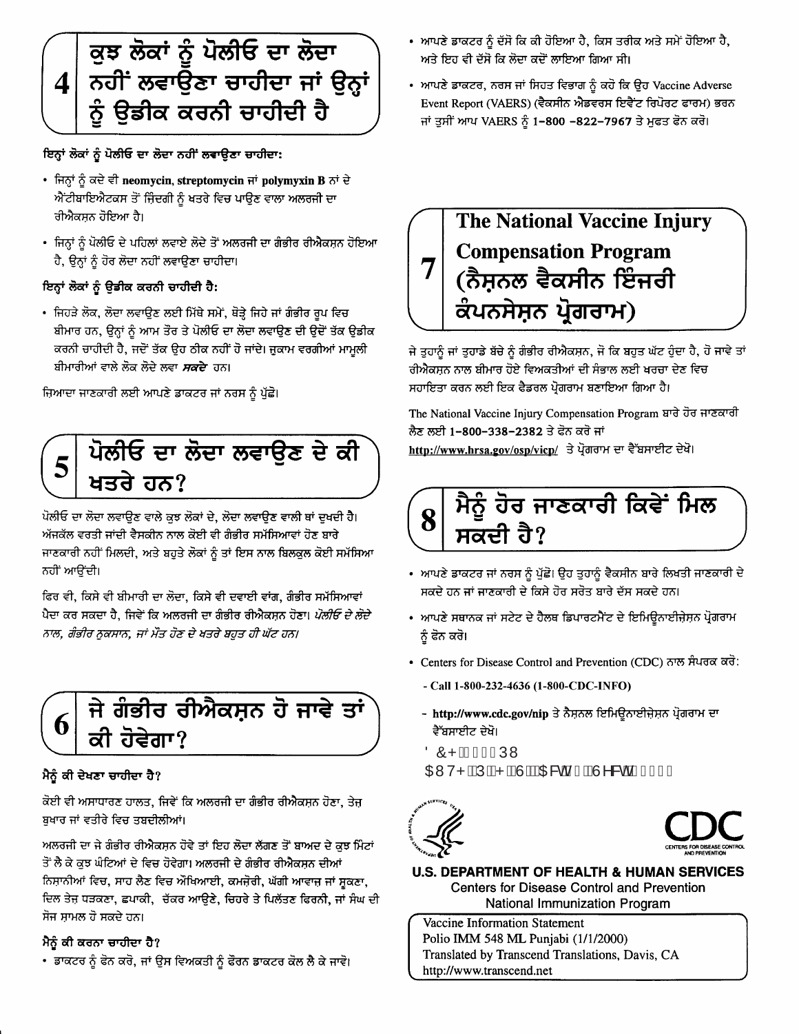## 4 ਕੁਝ ਲੋਕਾਂ ਨੂੰ ਪੋਲੀਓ ਦਾ ਲੋਦਾ ਨਹੀਂ ਲਵਾਉਣਾ ਚਾਹੀਦਾ ਜਾਂ ਉਨ੍ਹਾਂ ਨੂੰ ਉਡੀਕ ਕਰਨੀ ਚਾਹੀਦੀ ਹੈ

**ਇਨ੍ਹਾਂ ਲੋਕਾਂ ਨੂੰ ਪੋਲੀਓ ਦਾ ਲੋਦਾ ਨਹੀਂ ਲਵਾਉਣਾ ਚਾਹੀਦਾ:**

- ਜਿਨ੍ਹਾਂ ਨੂੰ ਕਦੇ ਵੀ **neomycin, streptomycin** ਜਾਂ **polymyxin B** ਨਾਂ ਦੇ ਐਂਟੀਬਾਇਐਟਕਸ ਤੋਂ ਜ਼ਿੰਦਗੀ ਨੂੰ ਖਤਰੇ ਵਿਚ ਪਾਉਣ ਵਾਲਾ ਅਲਰਜੀ ਦਾ ਰੀਐਕਸ਼ਨ ਹੋਇਆ ਹੈ।
- ਜਿਨ੍ਹਾਂ ਨੂੰ ਪੋਲੀਓ ਦੇ ਪਹਿਲਾਂ ਲਵਾਏ ਲੋਦੇ ਤੋਂ ਅਲਰਜੀ ਦਾ ਗੰਭੀਰ ਰੀਐਕਸ਼ਨ ਹੋਇਆ ਹੈ, ਉਨ੍ਹਾਂ ਨੂੰ ਹੋਰ ਲੋਦਾ ਨਹੀਂ ਲਵਾਉਣਾ ਚਾਹੀਦਾ।

**ਇਨ੍ਹਾਂ ਲੋਕਾਂ ਨੂੰ ਉਡੀਕ ਕਰਨੀ ਚਾਹੀਦੀ ਹੈ:**

- ਜਿਹੜੇ ਲੋਕ, ਲੋਦਾ ਲਵਾਉਣ ਲਈ ਮਿੱਥੇ ਸਮੇਂ, ਥੋੜ੍ਹੇ ਜਿਹੇ ਜਾਂ ਗੰਭੀਰ ਰੂਪ ਵਿਚ ਬੀਮਾਰ ਹਨ, ਉਨ੍ਹਾਂ ਨੂੰ ਆਮ ਤੌਰ ਤੇ ਪੋਲੀਓ ਦਾ ਲੋਦਾ ਲਵਾਉਣ ਦੀ ਉਦੋਂ ਤੱਕ ਉਡੀਕ ਕਰਨੀ ਚਾਹੀਦੀ ਹੈ, ਜਦੋਂ ਤੱਕ ਉਹ ਠੀਕ ਨਹੀਂ ਹੋ ਜਾਂਦੇ। ਜ਼ੁਕਾਮ ਵਰਗੀਆਂ ਮਾਮੂਲੀ ਬੀਮਾਰੀਆਂ ਵਾਲੇ ਲੋਕ ਲੋਦੇ ਲਵਾ ***ਸਕਦੇ*** ਹਨ।

ਜ਼ਿਆਦਾ ਜਾਣਕਾਰੀ ਲਈ ਆਪਣੇ ਡਾਕਟਰ ਜਾਂ ਨਰਸ ਨੂੰ ਪੁੱਛੋ।

## 5 ਪੋਲੀਓ ਦਾ ਲੋਦਾ ਲਵਾਉਣ ਦੇ ਕੀ ਖਤਰੇ ਹਨ?

ਪੋਲੀਓ ਦਾ ਲੋਦਾ ਲਵਾਉਣ ਵਾਲੇ ਕੁਝ ਲੋਕਾਂ ਦੇ, ਲੋਦਾ ਲਵਾਉਣ ਵਾਲੀ ਥਾਂ ਦੁਖਦੀ ਹੈ। ਅੱਜਕੱਲ ਵਰਤੀ ਜਾਂਦੀ ਵੈਕਸੀਨ ਨਾਲ ਕੋਈ ਵੀ ਗੰਭੀਰ ਸਮੱਸਿਆਵਾਂ ਹੋਣ ਬਾਰੇ ਜਾਣਕਾਰੀ ਨਹੀਂ ਮਿਲਦੀ, ਅਤੇ ਬਹੁਤੇ ਲੋਕਾਂ ਨੂੰ ਤਾਂ ਇਸ ਨਾਲ ਬਿਲਕੁਲ ਕੋਈ ਸਮੱਸਿਆ ਨਹੀਂ ਆਉਂਦੀ।

ਫਿਰ ਵੀ, ਕਿਸੇ ਵੀ ਬੀਮਾਰੀ ਦਾ ਲੋਦਾ, ਕਿਸੇ ਵੀ ਦਵਾਈ ਵਾਂਗ, ਗੰਭੀਰ ਸਮੱਸਿਆਵਾਂ ਪੈਦਾ ਕਰ ਸਕਦਾ ਹੈ, ਜਿਵੇਂ ਕਿ ਅਲਰਜੀ ਦਾ ਗੰਭੀਰ ਰੀਐਕਸ਼ਨ ਹੋਣਾ। *ਪੋਲੀਓ ਦੇ ਲੋਦੇ ਨਾਲ, ਗੰਭੀਰ ਨੁਕਸਾਨ, ਜਾਂ ਮੌਤ ਹੋਣ ਦੇ ਖਤਰੇ ਬਹੁਤ ਹੀ ਘੱਟ ਹਨ।*

## 6 ਜੇ ਗੰਭੀਰ ਰੀਐਕਸ਼ਨ ਹੋ ਜਾਵੇ ਤਾਂ ਕੀ ਹੋਵੇਗਾ?

**ਮੈਨੂੰ ਕੀ ਦੇਖਣਾ ਚਾਹੀਦਾ ਹੈ?**

ਕੋਈ ਵੀ ਅਸਾਧਾਰਣ ਹਾਲਤ, ਜਿਵੇਂ ਕਿ ਅਲਰਜੀ ਦਾ ਗੰਭੀਰ ਰੀਐਕਸ਼ਨ ਹੋਣਾ, ਤੇਜ਼ ਬੁਖਾਰ ਜਾਂ ਵਤੀਰੇ ਵਿਚ ਤਬਦੀਲੀਆਂ।

ਅਲਰਜੀ ਦਾ ਜੇ ਗੰਭੀਰ ਰੀਐਕਸ਼ਨ ਹੋਵੇ ਤਾਂ ਇਹ ਲੋਦਾ ਲੱਗਣ ਤੋਂ ਬਾਅਦ ਦੇ ਕੁਝ ਮਿੰਟਾਂ ਤੋਂ ਲੈ ਕੇ ਕੁਝ ਘੰਟਿਆਂ ਦੇ ਵਿਚ ਹੋਵੇਗਾ। ਅਲਰਜੀ ਦੇ ਗੰਭੀਰ ਰੀਐਕਸ਼ਨ ਦੀਆਂ ਨਿਸ਼ਾਨੀਆਂ ਵਿਚ, ਸਾਹ ਲੈਣ ਵਿਚ ਔਖਿਆਈ, ਕਮਜ਼ੋਰੀ, ਘੱਗੀ ਆਵਾਜ਼ ਜਾਂ ਸ਼ੂਕਣਾ, ਦਿਲ ਤੇਜ਼ ਧੜਕਣਾ, ਛਪਾਕੀ, ਚੱਕਰ ਆਉਣੇ, ਚਿਹਰੇ ਤੇ ਪਿਲੱਤਣ ਫਿਰਨੀ, ਜਾਂ ਸੰਘ ਦੀ ਸੋਜ ਸ਼ਾਮਲ ਹੋ ਸਕਦੇ ਹਨ।

**ਮੈਨੂੰ ਕੀ ਕਰਨਾ ਚਾਹੀਦਾ ਹੈ?**

- ਡਾਕਟਰ ਨੂੰ ਫੋਨ ਕਰੋ, ਜਾਂ ਉਸ ਵਿਅਕਤੀ ਨੂੰ ਫੌਰਨ ਡਾਕਟਰ ਕੋਲ ਲੈ ਕੇ ਜਾਵੋ।
- ਆਪਣੇ ਡਾਕਟਰ ਨੂੰ ਦੱਸੋ ਕਿ ਕੀ ਹੋਇਆ ਹੈ, ਕਿਸ ਤਰੀਕ ਅਤੇ ਸਮੇਂ ਹੋਇਆ ਹੈ, ਅਤੇ ਇਹ ਵੀ ਦੱਸੋ ਕਿ ਲੋਦਾ ਕਦੋਂ ਲਾਇਆ ਗਿਆ ਸੀ।
- ਆਪਣੇ ਡਾਕਟਰ, ਨਰਸ ਜਾਂ ਸਿਹਤ ਵਿਭਾਗ ਨੂੰ ਕਹੋ ਕਿ ਉਹ Vaccine Adverse Event Report (VAERS) (ਵੈਕਸੀਨ ਐਡਵਰਸ ਇਵੈਂਟ ਰਿਪੋਰਟ ਫਾਰਮ) ਭਰਨ ਜਾਂ ਤੁਸੀਂ ਆਪ VAERS ਨੂੰ **1-800 -822-7967** ਤੇ ਮੁਫਤ ਫੋਨ ਕਰੋ।

## 7 The National Vaccine Injury Compensation Program (ਨੈਸ਼ਨਲ ਵੈਕਸੀਨ ਇੰਜਰੀ ਕੰਪਨਸੇਸ਼ਨ ਪ੍ਰੋਗਰਾਮ)

ਜੇ ਤੁਹਾਨੂੰ ਜਾਂ ਤੁਹਾਡੇ ਬੱਚੇ ਨੂੰ ਗੰਭੀਰ ਰੀਐਕਸ਼ਨ, ਜੋ ਕਿ ਬਹੁਤ ਘੱਟ ਹੁੰਦਾ ਹੈ, ਹੋ ਜਾਵੇ ਤਾਂ ਰੀਐਕਸ਼ਨ ਨਾਲ ਬੀਮਾਰ ਹੋਏ ਵਿਅਕਤੀਆਂ ਦੀ ਸੰਭਾਲ ਲਈ ਖਰਚਾ ਦੇਣ ਵਿਚ ਸਹਾਇਤਾ ਕਰਨ ਲਈ ਇਕ ਫੈਡਰਲ ਪ੍ਰੋਗਰਾਮ ਬਣਾਇਆ ਗਿਆ ਹੈ।

The National Vaccine Injury Compensation Program ਬਾਰੇ ਹੋਰ ਜਾਣਕਾਰੀ ਲੈਣ ਲਈ **1-800-338-2382** ਤੇ ਫੋਨ ਕਰੋ ਜਾਂ **http://www.hrsa.gov/osp/vicp/** ਤੇ ਪ੍ਰੋਗਰਾਮ ਦਾ ਵੈੱਬਸਾਈਟ ਦੇਖੋ।

## 8 ਮੈਨੂੰ ਹੋਰ ਜਾਣਕਾਰੀ ਕਿਵੇਂ ਮਿਲ ਸਕਦੀ ਹੈ?

- ਆਪਣੇ ਡਾਕਟਰ ਜਾਂ ਨਰਸ ਨੂੰ ਪੁੱਛੋ। ਉਹ ਤੁਹਾਨੂੰ ਵੈਕਸੀਨ ਬਾਰੇ ਲਿਖਤੀ ਜਾਣਕਾਰੀ ਦੇ ਸਕਦੇ ਹਨ ਜਾਂ ਜਾਣਕਾਰੀ ਦੇ ਕਿਸੇ ਹੋਰ ਸਰੋਤ ਬਾਰੇ ਦੱਸ ਸਕਦੇ ਹਨ।
- ਆਪਣੇ ਸਥਾਨਕ ਜਾਂ ਸਟੇਟ ਦੇ ਹੈਲਥ ਡਿਪਾਰਟਮੈਂਟ ਦੇ ਇਮਿਊਨਾਈਜ਼ੇਸ਼ਨ ਪ੍ਰੋਗਰਾਮ ਨੂੰ ਫੋਨ ਕਰੋ।
- Centers for Disease Control and Prevention (CDC) ਨਾਲ ਸੰਪਰਕ ਕਰੋ:
  - **Call 1-800-232-4636 (1-800-CDC-INFO)**
  - **http://www.cdc.gov/nip** ਤੇ ਨੈਸ਼ਨਲ ਇਮਿਊਨਾਈਜ਼ੇਸ਼ਨ ਪ੍ਰੋਗਰਾਮ ਦਾ ਵੈੱਬਸਾਈਟ ਦੇਖੋ।

**U.S. DEPARTMENT OF HEALTH & HUMAN SERVICES**
Centers for Disease Control and Prevention
National Immunization Program

Vaccine Information Statement
Polio IMM 548 ML Punjabi (1/1/2000)
Translated by Transcend Translations, Davis, CA
http://www.transcend.net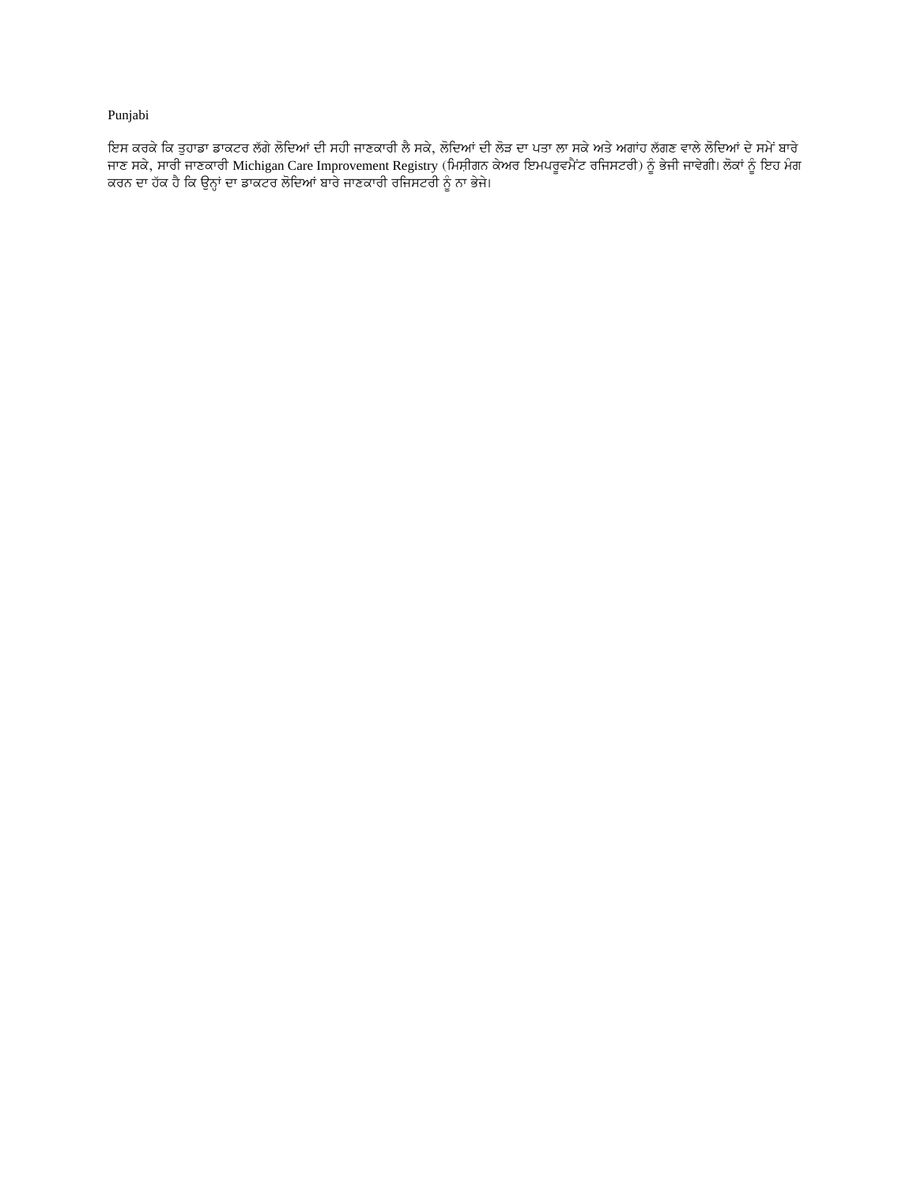Punjabi

ਇਸ ਕਰਕੇ ਕਿ ਤੁਹਾਡਾ ਡਾਕਟਰ ਲੱਗੇ ਲੋਦਿਆਂ ਦੀ ਸਹੀ ਜਾਣਕਾਰੀ ਲੈ ਸਕੇ, ਲੋਦਿਆਂ ਦੀ ਲੋੜ ਦਾ ਪਤਾ ਲਾ ਸਕੇ ਅਤੇ ਅਗਾਂਹ ਲੱਗਣ ਵਾਲੇ ਲੋਦਿਆਂ ਦੇ ਸਮੇਂ ਬਾਰੇ ਜਾਣ ਸਕੇ, ਸਾਰੀ ਜਾਣਕਾਰੀ Michigan Care Improvement Registry (ਮਿਸ਼ੀਗਨ ਕੇਅਰ ਇਮਪਰੂਵਮੈਂਟ ਰਜਿਸਟਰੀ) ਨੂੰ ਭੇਜੀ ਜਾਵੇਗੀ। ਲੋਕਾਂ ਨੂੰ ਇਹ ਮੰਗ ਕਰਨ ਦਾ ਹੱਕ ਹੈ ਕਿ ਉਨ੍ਹਾਂ ਦਾ ਡਾਕਟਰ ਲੋਦਿਆਂ ਬਾਰੇ ਜਾਣਕਾਰੀ ਰਜਿਸਟਰੀ ਨੂੰ ਨਾ ਭੇਜੇ।